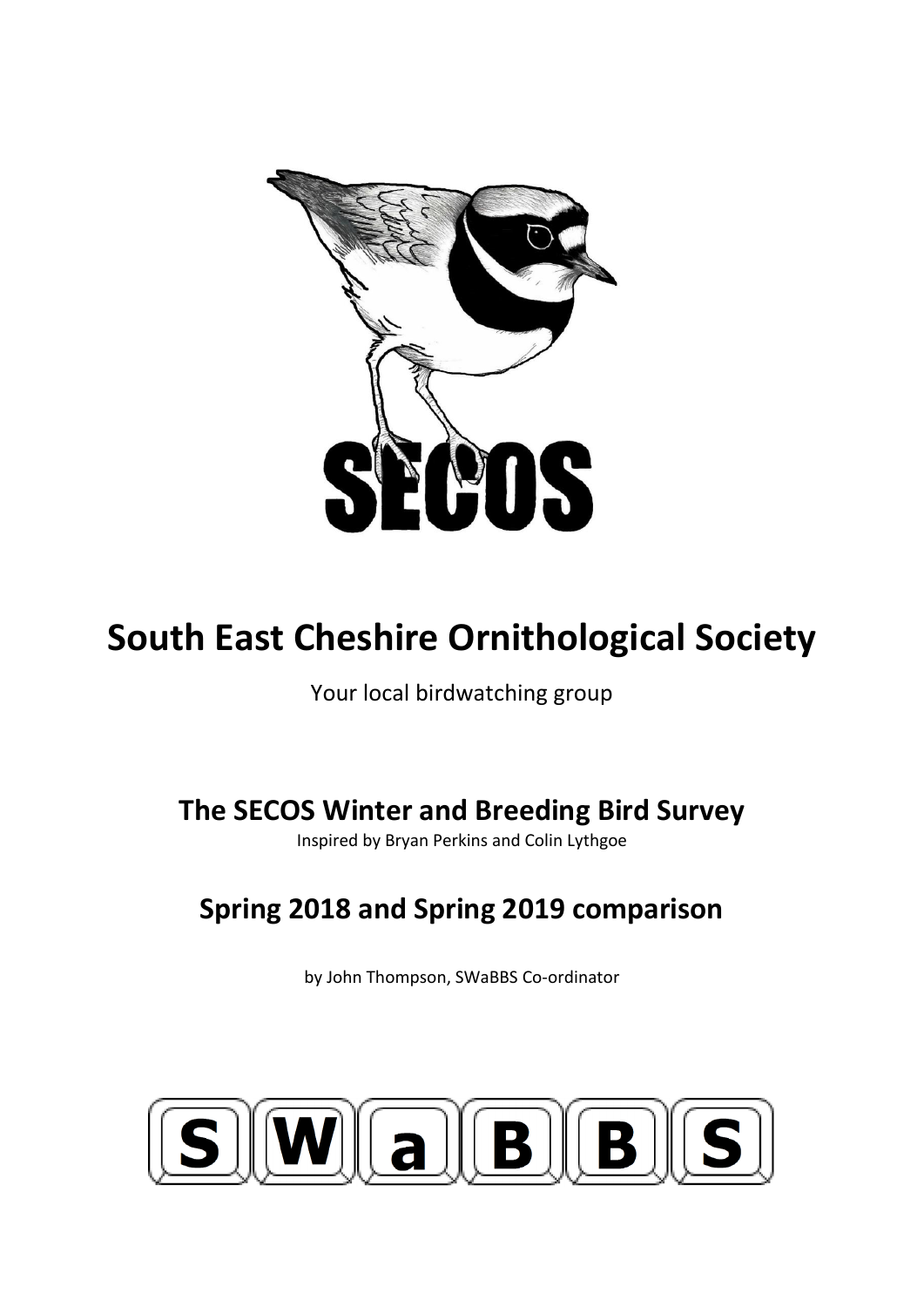SECOS

# South East Cheshire Ornithological Society

Your local birdwatching group

## The SECOS Winter and Breeding Bird Survey

Inspired by Bryan Perkins and Colin Lythgoe

## Spring 2018 and Spring 2019 comparison

by John Thompson, SWaBBS Co-ordinator

SWaBBS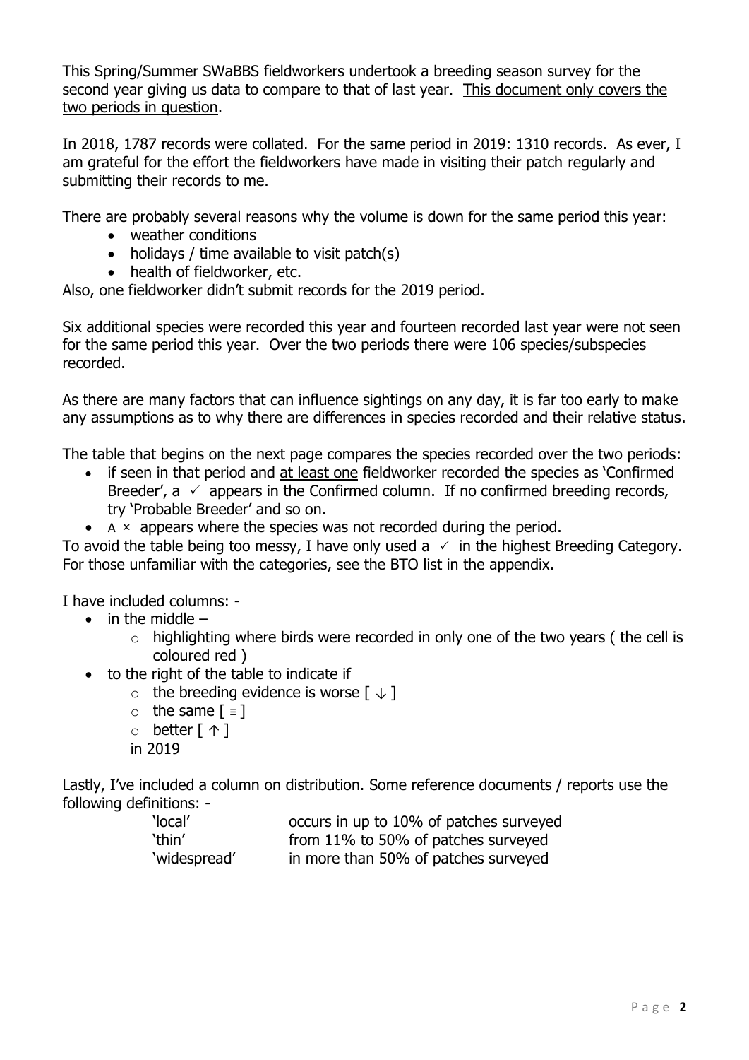This Spring/Summer SWaBBS fieldworkers undertook a breeding season survey for the second year giving us data to compare to that of last year. <u>This document only covers the two periods in question</u>.

In 2018, 1787 records were collated. For the same period in 2019: 1310 records. As ever, I am grateful for the effort the fieldworkers have made in visiting their patch regularly and submitting their records to me.

There are probably several reasons why the volume is down for the same period this year:

- weather conditions
- holidays / time available to visit patch(s)
- health of fieldworker, etc.

Also, one fieldworker didn't submit records for the 2019 period.

Six additional species were recorded this year and fourteen recorded last year were not seen for the same period this year. Over the two periods there were 106 species/subspecies recorded.

As there are many factors that can influence sightings on any day, it is far too early to make any assumptions as to why there are differences in species recorded and their relative status.

The table that begins on the next page compares the species recorded over the two periods:

- if seen in that period and <u>at least one</u> fieldworker recorded the species as 'Confirmed Breeder', a ✓ appears in the Confirmed column. If no confirmed breeding records, try 'Probable Breeder' and so on.
- A × appears where the species was not recorded during the period.

To avoid the table being too messy, I have only used a ✓ in the highest Breeding Category. For those unfamiliar with the categories, see the BTO list in the appendix.

I have included columns: -

- in the middle –
  - highlighting where birds were recorded in only one of the two years ( the cell is coloured red )
- to the right of the table to indicate if
  - the breeding evidence is worse [ ↓ ]
  - the same [ ≡ ]
  - better [ ↑ ]

  in 2019

Lastly, I've included a column on distribution. Some reference documents / reports use the following definitions: -

| | |
|---|---|
| 'local' | occurs in up to 10% of patches surveyed |
| 'thin' | from 11% to 50% of patches surveyed |
| 'widespread' | in more than 50% of patches surveyed |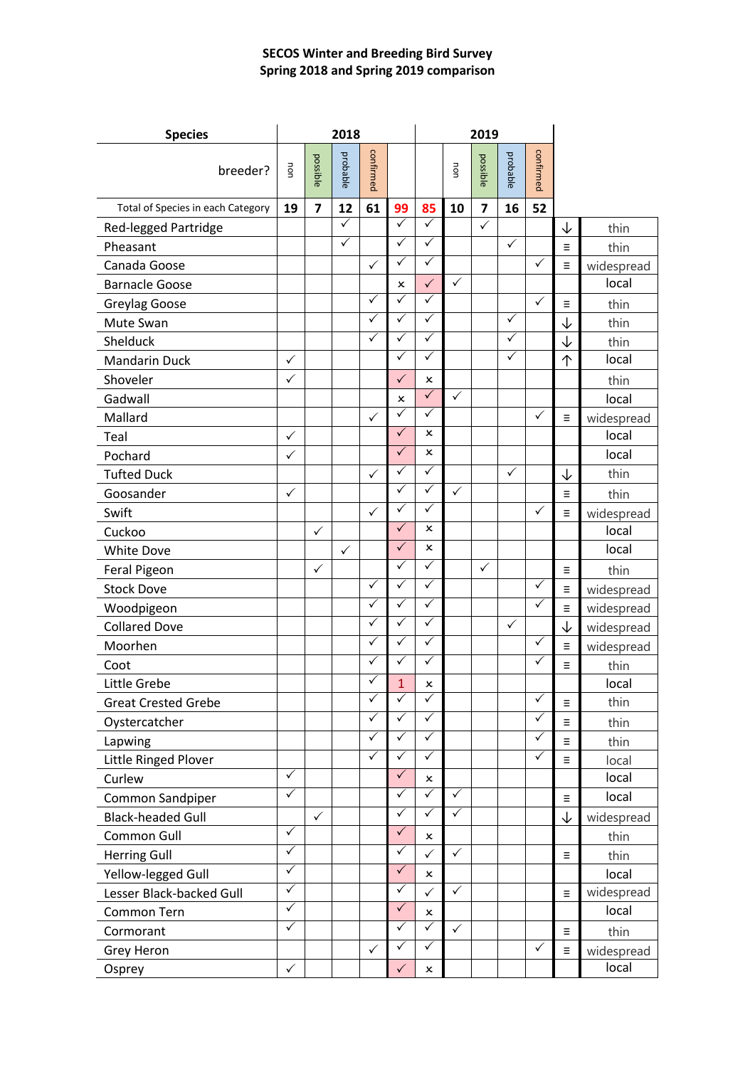**SECOS Winter and Breeding Bird Survey**
**Spring 2018 and Spring 2019 comparison**

| Species | 2018 | | | | | | 2019 | | | | | |
|---|---|---|---|---|---|---|---|---|---|---|---|---|
| breeder? | non | possible | probable | confirmed | | | non | possible | probable | confirmed | | |
| Total of Species in each Category | 19 | 7 | 12 | 61 | 99 | 85 | 10 | 7 | 16 | 52 | | |
| Red-legged Partridge | | | ✓ | | ✓ | ✓ | | ✓ | | | ↓ | thin |
| Pheasant | | | ✓ | | ✓ | ✓ | | | ✓ | | ≡ | thin |
| Canada Goose | | | | ✓ | ✓ | ✓ | | | | ✓ | ≡ | widespread |
| Barnacle Goose | | | | | × | ✓ | ✓ | | | | | local |
| Greylag Goose | | | | ✓ | ✓ | ✓ | | | | ✓ | ≡ | thin |
| Mute Swan | | | | ✓ | ✓ | ✓ | | | ✓ | | ↓ | thin |
| Shelduck | | | | ✓ | ✓ | ✓ | | | ✓ | | ↓ | thin |
| Mandarin Duck | ✓ | | | | ✓ | ✓ | | | ✓ | | ↑ | local |
| Shoveler | ✓ | | | | ✓ | × | | | | | | thin |
| Gadwall | | | | | × | ✓ | ✓ | | | | | local |
| Mallard | | | | ✓ | ✓ | ✓ | | | | ✓ | ≡ | widespread |
| Teal | ✓ | | | | ✓ | × | | | | | | local |
| Pochard | ✓ | | | | ✓ | × | | | | | | local |
| Tufted Duck | | | | ✓ | ✓ | ✓ | | | ✓ | | ↓ | thin |
| Goosander | ✓ | | | | ✓ | ✓ | ✓ | | | | ≡ | thin |
| Swift | | | | ✓ | ✓ | ✓ | | | | ✓ | ≡ | widespread |
| Cuckoo | | ✓ | | | ✓ | × | | | | | | local |
| White Dove | | | ✓ | | ✓ | × | | | | | | local |
| Feral Pigeon | | ✓ | | | ✓ | ✓ | | ✓ | | | ≡ | thin |
| Stock Dove | | | | ✓ | ✓ | ✓ | | | | ✓ | ≡ | widespread |
| Woodpigeon | | | | ✓ | ✓ | ✓ | | | | ✓ | ≡ | widespread |
| Collared Dove | | | | ✓ | ✓ | ✓ | | | ✓ | | ↓ | widespread |
| Moorhen | | | | ✓ | ✓ | ✓ | | | | ✓ | ≡ | widespread |
| Coot | | | | ✓ | ✓ | ✓ | | | | ✓ | ≡ | thin |
| Little Grebe | | | | ✓ | 1 | × | | | | | | local |
| Great Crested Grebe | | | | ✓ | ✓ | ✓ | | | | ✓ | ≡ | thin |
| Oystercatcher | | | | ✓ | ✓ | ✓ | | | | ✓ | ≡ | thin |
| Lapwing | | | | ✓ | ✓ | ✓ | | | | ✓ | ≡ | thin |
| Little Ringed Plover | | | | ✓ | ✓ | ✓ | | | | ✓ | ≡ | local |
| Curlew | ✓ | | | | ✓ | × | | | | | | local |
| Common Sandpiper | ✓ | | | | ✓ | ✓ | ✓ | | | | ≡ | local |
| Black-headed Gull | | ✓ | | | ✓ | ✓ | ✓ | | | | ↓ | widespread |
| Common Gull | ✓ | | | | ✓ | × | | | | | | thin |
| Herring Gull | ✓ | | | | ✓ | ✓ | ✓ | | | | ≡ | thin |
| Yellow-legged Gull | ✓ | | | | ✓ | × | | | | | | local |
| Lesser Black-backed Gull | ✓ | | | | ✓ | ✓ | ✓ | | | | ≡ | widespread |
| Common Tern | ✓ | | | | ✓ | × | | | | | | local |
| Cormorant | ✓ | | | | ✓ | ✓ | ✓ | | | | ≡ | thin |
| Grey Heron | | | | ✓ | ✓ | ✓ | | | | ✓ | ≡ | widespread |
| Osprey | ✓ | | | | ✓ | × | | | | | | local |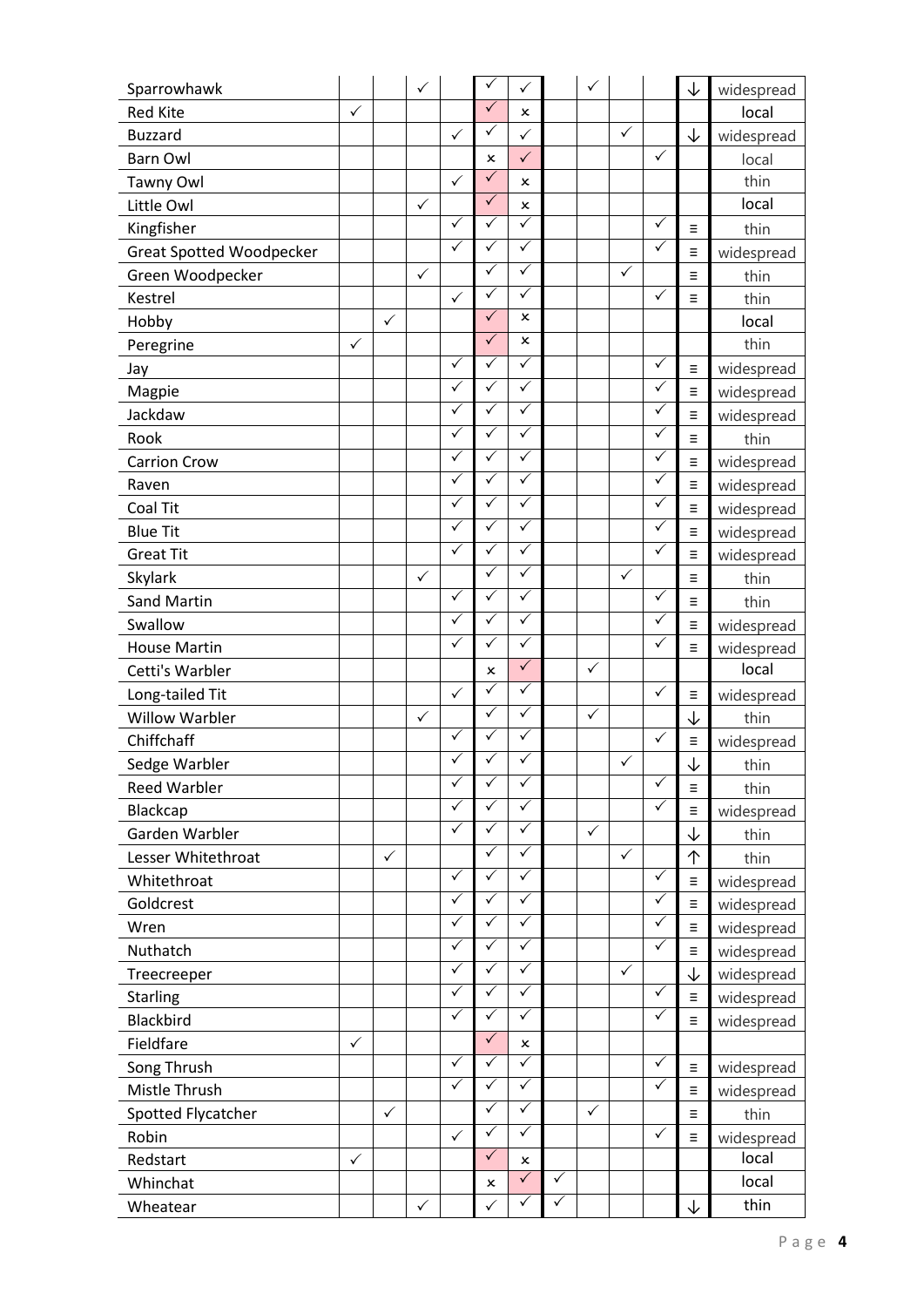| | | | | | | | | | | | | |
|---|---|---|---|---|---|---|---|---|---|---|---|---|
| Sparrowhawk | | | ✓ | | ✓ | ✓ | | ✓ | | | ↓ | widespread |
| Red Kite | ✓ | | | | ✓ | × | | | | | | local |
| Buzzard | | | | ✓ | ✓ | ✓ | | | ✓ | | ↓ | widespread |
| Barn Owl | | | | | × | ✓ | | | | ✓ | | local |
| Tawny Owl | | | | ✓ | ✓ | × | | | | | | thin |
| Little Owl | | | ✓ | | ✓ | × | | | | | | local |
| Kingfisher | | | | ✓ | ✓ | ✓ | | | | ✓ | ≡ | thin |
| Great Spotted Woodpecker | | | | ✓ | ✓ | ✓ | | | | ✓ | ≡ | widespread |
| Green Woodpecker | | | ✓ | | ✓ | ✓ | | | ✓ | | ≡ | thin |
| Kestrel | | | | ✓ | ✓ | ✓ | | | | ✓ | ≡ | thin |
| Hobby | | ✓ | | | ✓ | × | | | | | | local |
| Peregrine | ✓ | | | | ✓ | × | | | | | | thin |
| Jay | | | | ✓ | ✓ | ✓ | | | | ✓ | ≡ | widespread |
| Magpie | | | | ✓ | ✓ | ✓ | | | | ✓ | ≡ | widespread |
| Jackdaw | | | | ✓ | ✓ | ✓ | | | | ✓ | ≡ | widespread |
| Rook | | | | ✓ | ✓ | ✓ | | | | ✓ | ≡ | thin |
| Carrion Crow | | | | ✓ | ✓ | ✓ | | | | ✓ | ≡ | widespread |
| Raven | | | | ✓ | ✓ | ✓ | | | | ✓ | ≡ | widespread |
| Coal Tit | | | | ✓ | ✓ | ✓ | | | | ✓ | ≡ | widespread |
| Blue Tit | | | | ✓ | ✓ | ✓ | | | | ✓ | ≡ | widespread |
| Great Tit | | | | ✓ | ✓ | ✓ | | | | ✓ | ≡ | widespread |
| Skylark | | | ✓ | | ✓ | ✓ | | | ✓ | | ≡ | thin |
| Sand Martin | | | | ✓ | ✓ | ✓ | | | | ✓ | ≡ | thin |
| Swallow | | | | ✓ | ✓ | ✓ | | | | ✓ | ≡ | widespread |
| House Martin | | | | ✓ | ✓ | ✓ | | | | ✓ | ≡ | widespread |
| Cetti's Warbler | | | | | × | ✓ | | ✓ | | | | local |
| Long-tailed Tit | | | | ✓ | ✓ | ✓ | | | | ✓ | ≡ | widespread |
| Willow Warbler | | | ✓ | | ✓ | ✓ | | ✓ | | | ↓ | thin |
| Chiffchaff | | | | ✓ | ✓ | ✓ | | | | ✓ | ≡ | widespread |
| Sedge Warbler | | | | ✓ | ✓ | ✓ | | | ✓ | | ↓ | thin |
| Reed Warbler | | | | ✓ | ✓ | ✓ | | | | ✓ | ≡ | thin |
| Blackcap | | | | ✓ | ✓ | ✓ | | | | ✓ | ≡ | widespread |
| Garden Warbler | | | | ✓ | ✓ | ✓ | | ✓ | | | ↓ | thin |
| Lesser Whitethroat | | ✓ | | | ✓ | ✓ | | | ✓ | | ↑ | thin |
| Whitethroat | | | | ✓ | ✓ | ✓ | | | | ✓ | ≡ | widespread |
| Goldcrest | | | | ✓ | ✓ | ✓ | | | | ✓ | ≡ | widespread |
| Wren | | | | ✓ | ✓ | ✓ | | | | ✓ | ≡ | widespread |
| Nuthatch | | | | ✓ | ✓ | ✓ | | | | ✓ | ≡ | widespread |
| Treecreeper | | | | ✓ | ✓ | ✓ | | | ✓ | | ↓ | widespread |
| Starling | | | | ✓ | ✓ | ✓ | | | | ✓ | ≡ | widespread |
| Blackbird | | | | ✓ | ✓ | ✓ | | | | ✓ | ≡ | widespread |
| Fieldfare | ✓ | | | | ✓ | × | | | | | | |
| Song Thrush | | | | ✓ | ✓ | ✓ | | | | ✓ | ≡ | widespread |
| Mistle Thrush | | | | ✓ | ✓ | ✓ | | | | ✓ | ≡ | widespread |
| Spotted Flycatcher | | ✓ | | | ✓ | ✓ | | ✓ | | | ≡ | thin |
| Robin | | | | ✓ | ✓ | ✓ | | | | ✓ | ≡ | widespread |
| Redstart | ✓ | | | | ✓ | × | | | | | | local |
| Whinchat | | | | | × | ✓ | ✓ | | | | | local |
| Wheatear | | | ✓ | | ✓ | ✓ | ✓ | | | | ↓ | thin |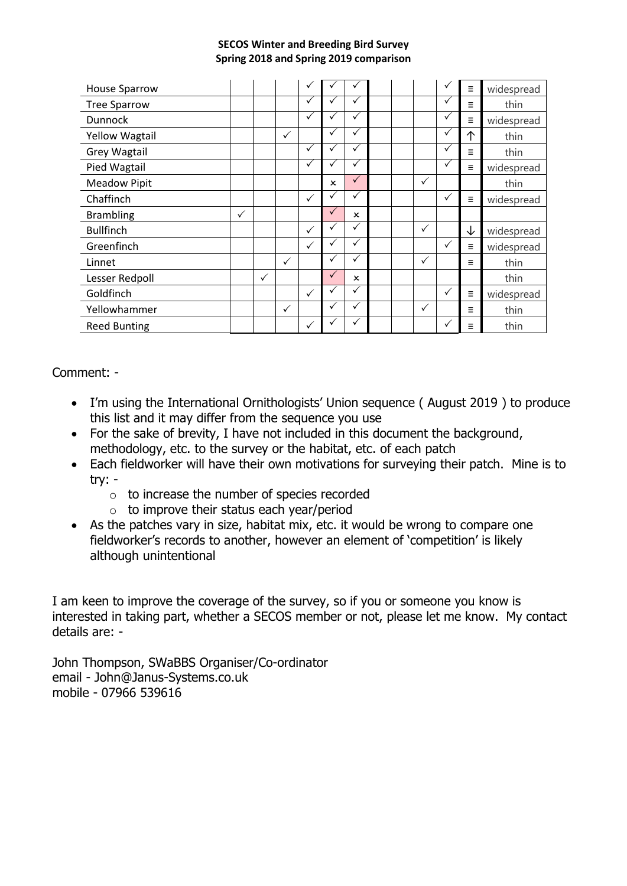**SECOS Winter and Breeding Bird Survey**
**Spring 2018 and Spring 2019 comparison**

| | | | | | | | | | | | | |
|---|---|---|---|---|---|---|---|---|---|---|---|---|
| House Sparrow | | | | ✓ | ✓ | ✓ | | | | ✓ | ≡ | widespread |
| Tree Sparrow | | | | ✓ | ✓ | ✓ | | | | ✓ | ≡ | thin |
| Dunnock | | | | ✓ | ✓ | ✓ | | | | ✓ | ≡ | widespread |
| Yellow Wagtail | | | ✓ | | ✓ | ✓ | | | | ✓ | ↑ | thin |
| Grey Wagtail | | | | ✓ | ✓ | ✓ | | | | ✓ | ≡ | thin |
| Pied Wagtail | | | | ✓ | ✓ | ✓ | | | | ✓ | ≡ | widespread |
| Meadow Pipit | | | | | × | ✓ | | | ✓ | | | thin |
| Chaffinch | | | | ✓ | ✓ | ✓ | | | | ✓ | ≡ | widespread |
| Brambling | ✓ | | | | ✓ | × | | | | | | |
| Bullfinch | | | | ✓ | ✓ | ✓ | | | ✓ | | ↓ | widespread |
| Greenfinch | | | | ✓ | ✓ | ✓ | | | | ✓ | ≡ | widespread |
| Linnet | | | ✓ | | ✓ | ✓ | | | ✓ | | ≡ | thin |
| Lesser Redpoll | | ✓ | | | ✓ | × | | | | | | thin |
| Goldfinch | | | | ✓ | ✓ | ✓ | | | | ✓ | ≡ | widespread |
| Yellowhammer | | | ✓ | | ✓ | ✓ | | | ✓ | | ≡ | thin |
| Reed Bunting | | | | ✓ | ✓ | ✓ | | | | ✓ | ≡ | thin |

Comment: -

- I'm using the International Ornithologists' Union sequence ( August 2019 ) to produce this list and it may differ from the sequence you use
- For the sake of brevity, I have not included in this document the background, methodology, etc. to the survey or the habitat, etc. of each patch
- Each fieldworker will have their own motivations for surveying their patch. Mine is to try: -
    - to increase the number of species recorded
    - to improve their status each year/period
- As the patches vary in size, habitat mix, etc. it would be wrong to compare one fieldworker's records to another, however an element of 'competition' is likely although unintentional

I am keen to improve the coverage of the survey, so if you or someone you know is interested in taking part, whether a SECOS member or not, please let me know. My contact details are: -

John Thompson, SWaBBS Organiser/Co-ordinator
email - John@Janus-Systems.co.uk
mobile - 07966 539616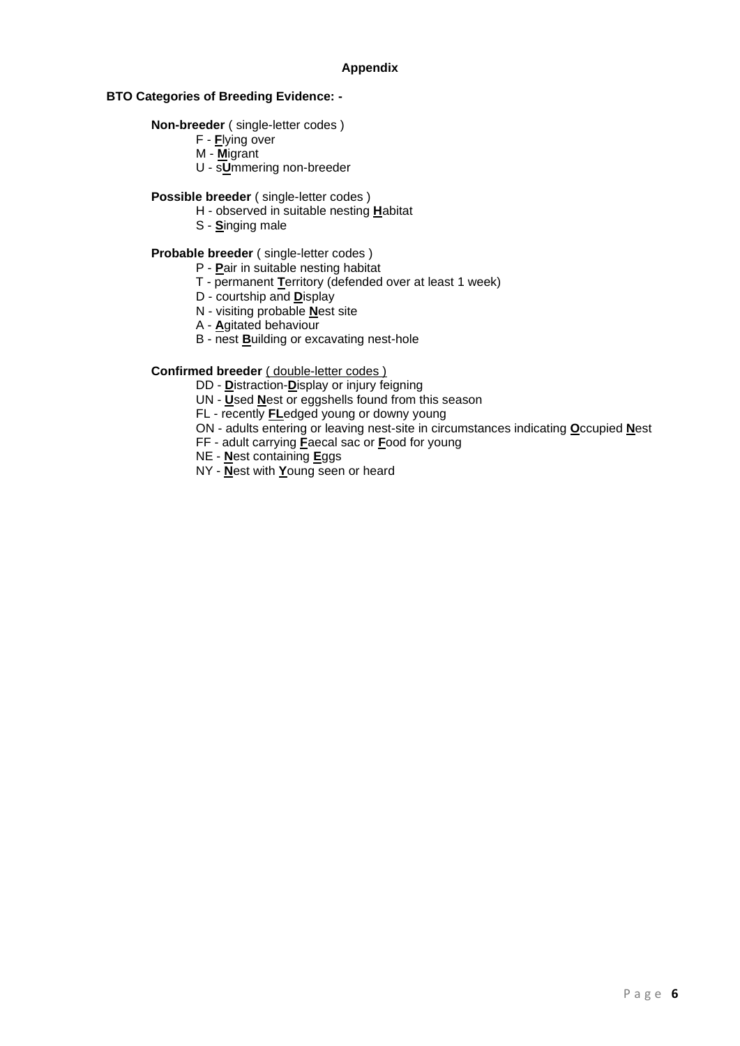## Appendix

**BTO Categories of Breeding Evidence: -**

**Non-breeder** ( single-letter codes )

- F - **F**lying over
- M - **M**igrant
- U - s**U**mmering non-breeder

**Possible breeder** ( single-letter codes )

- H - observed in suitable nesting **H**abitat
- S - **S**inging male

**Probable breeder** ( single-letter codes )

- P - **P**air in suitable nesting habitat
- T - permanent **T**erritory (defended over at least 1 week)
- D - courtship and **D**isplay
- N - visiting probable **N**est site
- A - **A**gitated behaviour
- B - nest **B**uilding or excavating nest-hole

**Confirmed breeder** ( double-letter codes )

- DD - **D**istraction-**D**isplay or injury feigning
- UN - **U**sed **N**est or eggshells found from this season
- FL - recently **FL**edged young or downy young
- ON - adults entering or leaving nest-site in circumstances indicating **O**ccupied **N**est
- FF - adult carrying **F**aecal sac or **F**ood for young
- NE - **N**est containing **E**ggs
- NY - **N**est with **Y**oung seen or heard